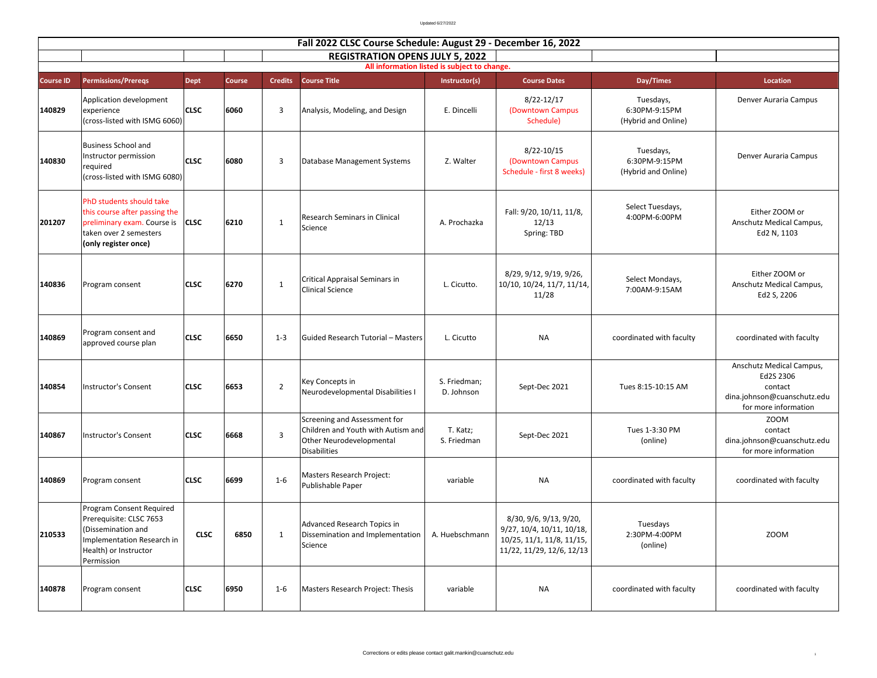Updated 6/27/2022

# Fall 2022 CLSC Course Schedule: August 29 - December 16, 2022

## REGISTRATION OPENS JULY 5, 2022

All information listed is subject to change.

| Course ID | Permissions/Prereqs | Dept | Course | Credits | Course Title | Instructor(s) | Course Dates | Day/Times | Location |
|---|---|---|---|---|---|---|---|---|---|
| 140829 | Application development experience (cross-listed with ISMG 6060) | CLSC | 6060 | 3 | Analysis, Modeling, and Design | E. Dincelli | 8/22-12/17 (Downtown Campus Schedule) | Tuesdays, 6:30PM-9:15PM (Hybrid and Online) | Denver Auraria Campus |
| 140830 | Business School and Instructor permission required (cross-listed with ISMG 6080) | CLSC | 6080 | 3 | Database Management Systems | Z. Walter | 8/22-10/15 (Downtown Campus Schedule - first 8 weeks) | Tuesdays, 6:30PM-9:15PM (Hybrid and Online) | Denver Auraria Campus |
| 201207 | PhD students should take this course after passing the preliminary exam. Course is taken over 2 semesters **(only register once)** | CLSC | 6210 | 1 | Research Seminars in Clinical Science | A. Prochazka | Fall: 9/20, 10/11, 11/8, 12/13 Spring: TBD | Select Tuesdays, 4:00PM-6:00PM | Either ZOOM or Anschutz Medical Campus, Ed2 N, 1103 |
| 140836 | Program consent | CLSC | 6270 | 1 | Critical Appraisal Seminars in Clinical Science | L. Cicutto. | 8/29, 9/12, 9/19, 9/26, 10/10, 10/24, 11/7, 11/14, 11/28 | Select Mondays, 7:00AM-9:15AM | Either ZOOM or Anschutz Medical Campus, Ed2 S, 2206 |
| 140869 | Program consent and approved course plan | CLSC | 6650 | 1-3 | Guided Research Tutorial – Masters | L. Cicutto | NA | coordinated with faculty | coordinated with faculty |
| 140854 | Instructor's Consent | CLSC | 6653 | 2 | Key Concepts in Neurodevelopmental Disabilities I | S. Friedman; D. Johnson | Sept-Dec 2021 | Tues 8:15-10:15 AM | Anschutz Medical Campus, Ed2S 2306 contact dina.johnson@cuanschutz.edu for more information |
| 140867 | Instructor's Consent | CLSC | 6668 | 3 | Screening and Assessment for Children and Youth with Autism and Other Neurodevelopmental Disabilities | T. Katz; S. Friedman | Sept-Dec 2021 | Tues 1-3:30 PM (online) | ZOOM contact dina.johnson@cuanschutz.edu for more information |
| 140869 | Program consent | CLSC | 6699 | 1-6 | Masters Research Project: Publishable Paper | variable | NA | coordinated with faculty | coordinated with faculty |
| 210533 | Program Consent Required Prerequisite: CLSC 7653 (Dissemination and Implementation Research in Health) or Instructor Permission | CLSC | 6850 | 1 | Advanced Research Topics in Dissemination and Implementation Science | A. Huebschmann | 8/30, 9/6, 9/13, 9/20, 9/27, 10/4, 10/11, 10/18, 10/25, 11/1, 11/8, 11/15, 11/22, 11/29, 12/6, 12/13 | Tuesdays 2:30PM-4:00PM (online) | ZOOM |
| 140878 | Program consent | CLSC | 6950 | 1-6 | Masters Research Project: Thesis | variable | NA | coordinated with faculty | coordinated with faculty |

Corrections or edits please contact galit.mankin@cuanschutz.edu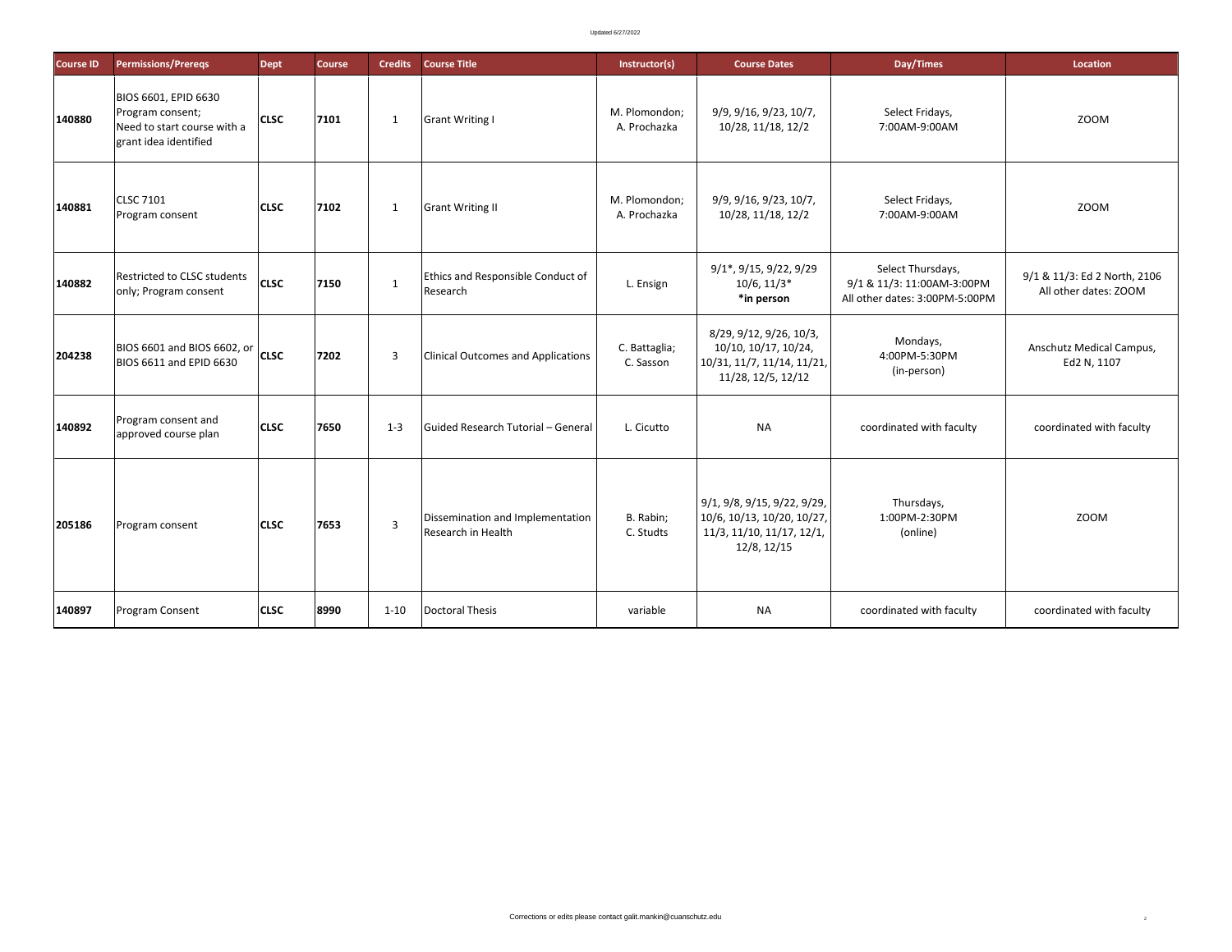| Course ID | Permissions/Prereqs | Dept | Course | Credits | Course Title | Instructor(s) | Course Dates | Day/Times | Location |
|---|---|---|---|---|---|---|---|---|---|
| **140880** | BIOS 6601, EPID 6630 Program consent; Need to start course with a grant idea identified | **CLSC** | **7101** | 1 | Grant Writing I | M. Plomondon; A. Prochazka | 9/9, 9/16, 9/23, 10/7, 10/28, 11/18, 12/2 | Select Fridays, 7:00AM-9:00AM | ZOOM |
| **140881** | CLSC 7101 Program consent | **CLSC** | **7102** | 1 | Grant Writing II | M. Plomondon; A. Prochazka | 9/9, 9/16, 9/23, 10/7, 10/28, 11/18, 12/2 | Select Fridays, 7:00AM-9:00AM | ZOOM |
| **140882** | Restricted to CLSC students only; Program consent | **CLSC** | **7150** | 1 | Ethics and Responsible Conduct of Research | L. Ensign | 9/1*, 9/15, 9/22, 9/29 10/6, 11/3* **\*in person** | Select Thursdays, 9/1 & 11/3: 11:00AM-3:00PM All other dates: 3:00PM-5:00PM | 9/1 & 11/3: Ed 2 North, 2106 All other dates: ZOOM |
| **204238** | BIOS 6601 and BIOS 6602, or BIOS 6611 and EPID 6630 | **CLSC** | **7202** | 3 | Clinical Outcomes and Applications | C. Battaglia; C. Sasson | 8/29, 9/12, 9/26, 10/3, 10/10, 10/17, 10/24, 10/31, 11/7, 11/14, 11/21, 11/28, 12/5, 12/12 | Mondays, 4:00PM-5:30PM (in-person) | Anschutz Medical Campus, Ed2 N, 1107 |
| **140892** | Program consent and approved course plan | **CLSC** | **7650** | 1-3 | Guided Research Tutorial – General | L. Cicutto | NA | coordinated with faculty | coordinated with faculty |
| **205186** | Program consent | **CLSC** | **7653** | 3 | Dissemination and Implementation Research in Health | B. Rabin; C. Studts | 9/1, 9/8, 9/15, 9/22, 9/29, 10/6, 10/13, 10/20, 10/27, 11/3, 11/10, 11/17, 12/1, 12/8, 12/15 | Thursdays, 1:00PM-2:30PM (online) | ZOOM |
| **140897** | Program Consent | **CLSC** | **8990** | 1-10 | Doctoral Thesis | variable | NA | coordinated with faculty | coordinated with faculty |

Corrections or edits please contact galit.mankin@cuanschutz.edu